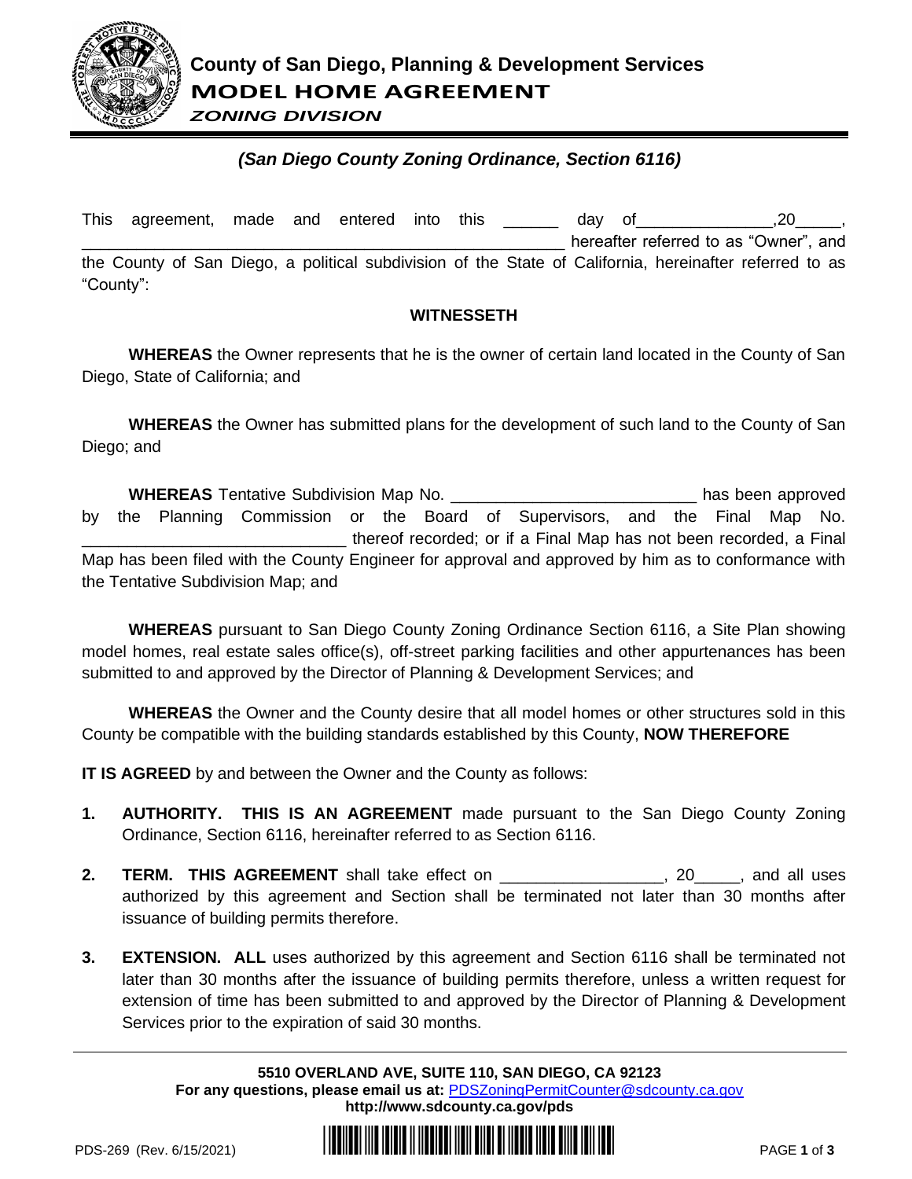# County of San Diego, Planning & Development Services

## MODEL HOME AGREEMENT

### *ZONING DIVISION*

***(San Diego County Zoning Ordinance, Section 6116)***

This agreement, made and entered into this ______ day of_______________,20_____, ____________________________________________________ hereafter referred to as "Owner", and the County of San Diego, a political subdivision of the State of California, hereinafter referred to as "County":

**WITNESSETH**

**WHEREAS** the Owner represents that he is the owner of certain land located in the County of San Diego, State of California; and

**WHEREAS** the Owner has submitted plans for the development of such land to the County of San Diego; and

**WHEREAS** Tentative Subdivision Map No. ___________________________ has been approved by the Planning Commission or the Board of Supervisors, and the Final Map No. _____________________________ thereof recorded; or if a Final Map has not been recorded, a Final Map has been filed with the County Engineer for approval and approved by him as to conformance with the Tentative Subdivision Map; and

**WHEREAS** pursuant to San Diego County Zoning Ordinance Section 6116, a Site Plan showing model homes, real estate sales office(s), off-street parking facilities and other appurtenances has been submitted to and approved by the Director of Planning & Development Services; and

**WHEREAS** the Owner and the County desire that all model homes or other structures sold in this County be compatible with the building standards established by this County, **NOW THEREFORE**

**IT IS AGREED** by and between the Owner and the County as follows:

1. **AUTHORITY. THIS IS AN AGREEMENT** made pursuant to the San Diego County Zoning Ordinance, Section 6116, hereinafter referred to as Section 6116.

2. **TERM. THIS AGREEMENT** shall take effect on _________________, 20_____, and all uses authorized by this agreement and Section shall be terminated not later than 30 months after issuance of building permits therefore.

3. **EXTENSION. ALL** uses authorized by this agreement and Section 6116 shall be terminated not later than 30 months after the issuance of building permits therefore, unless a written request for extension of time has been submitted to and approved by the Director of Planning & Development Services prior to the expiration of said 30 months.

**5510 OVERLAND AVE, SUITE 110, SAN DIEGO, CA 92123**
**For any questions, please email us at:** PDSZoningPermitCounter@sdcounty.ca.gov
**http://www.sdcounty.ca.gov/pds**

PDS-269 (Rev. 6/15/2021)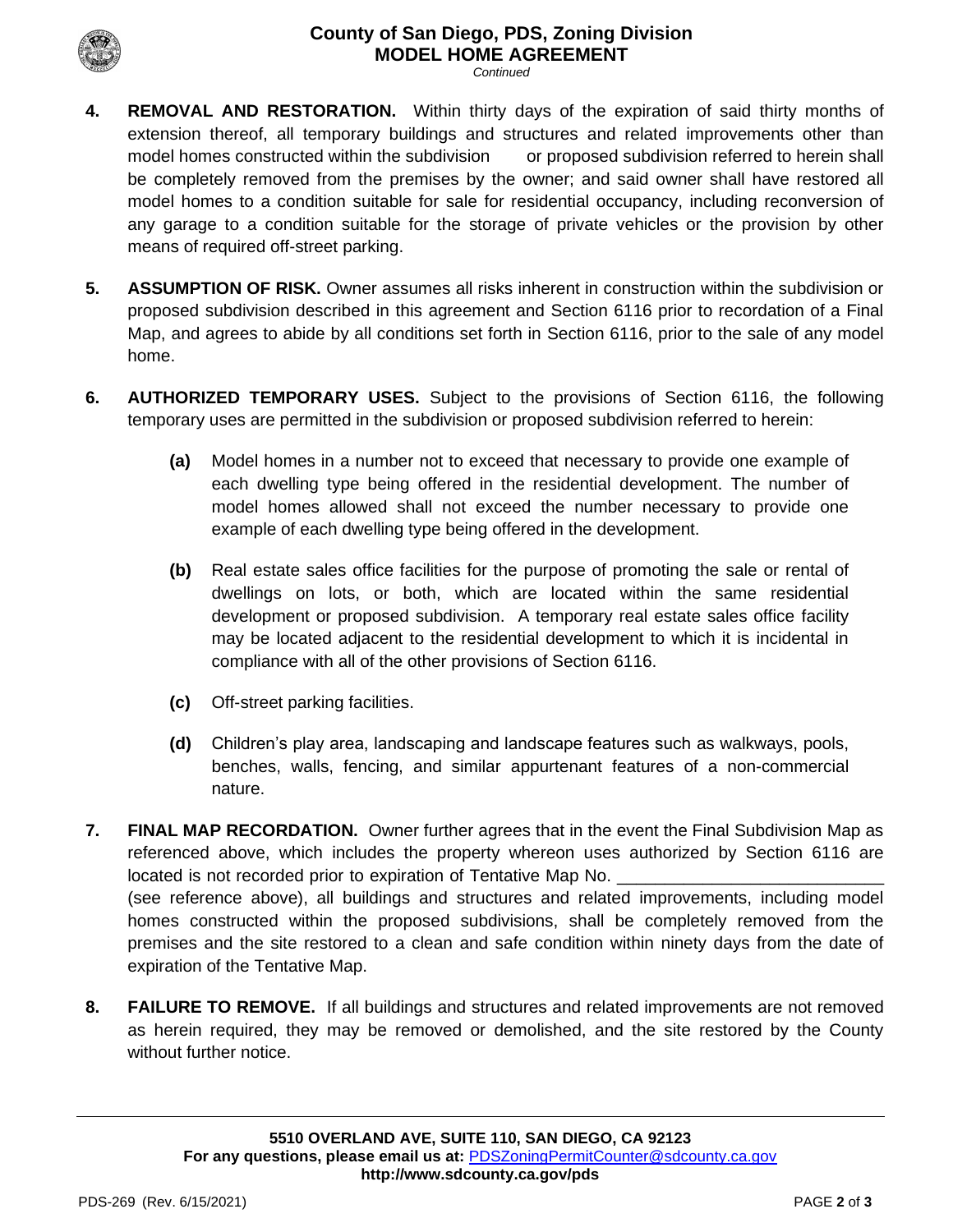**4. REMOVAL AND RESTORATION.** Within thirty days of the expiration of said thirty months of extension thereof, all temporary buildings and structures and related improvements other than model homes constructed within the subdivision or proposed subdivision referred to herein shall be completely removed from the premises by the owner; and said owner shall have restored all model homes to a condition suitable for sale for residential occupancy, including reconversion of any garage to a condition suitable for the storage of private vehicles or the provision by other means of required off-street parking.

**5. ASSUMPTION OF RISK.** Owner assumes all risks inherent in construction within the subdivision or proposed subdivision described in this agreement and Section 6116 prior to recordation of a Final Map, and agrees to abide by all conditions set forth in Section 6116, prior to the sale of any model home.

**6. AUTHORIZED TEMPORARY USES.** Subject to the provisions of Section 6116, the following temporary uses are permitted in the subdivision or proposed subdivision referred to herein:

**(a)** Model homes in a number not to exceed that necessary to provide one example of each dwelling type being offered in the residential development. The number of model homes allowed shall not exceed the number necessary to provide one example of each dwelling type being offered in the development.

**(b)** Real estate sales office facilities for the purpose of promoting the sale or rental of dwellings on lots, or both, which are located within the same residential development or proposed subdivision. A temporary real estate sales office facility may be located adjacent to the residential development to which it is incidental in compliance with all of the other provisions of Section 6116.

**(c)** Off-street parking facilities.

**(d)** Children's play area, landscaping and landscape features such as walkways, pools, benches, walls, fencing, and similar appurtenant features of a non-commercial nature.

**7. FINAL MAP RECORDATION.** Owner further agrees that in the event the Final Subdivision Map as referenced above, which includes the property whereon uses authorized by Section 6116 are located is not recorded prior to expiration of Tentative Map No. ___________________________ (see reference above), all buildings and structures and related improvements, including model homes constructed within the proposed subdivisions, shall be completely removed from the premises and the site restored to a clean and safe condition within ninety days from the date of expiration of the Tentative Map.

**8. FAILURE TO REMOVE.** If all buildings and structures and related improvements are not removed as herein required, they may be removed or demolished, and the site restored by the County without further notice.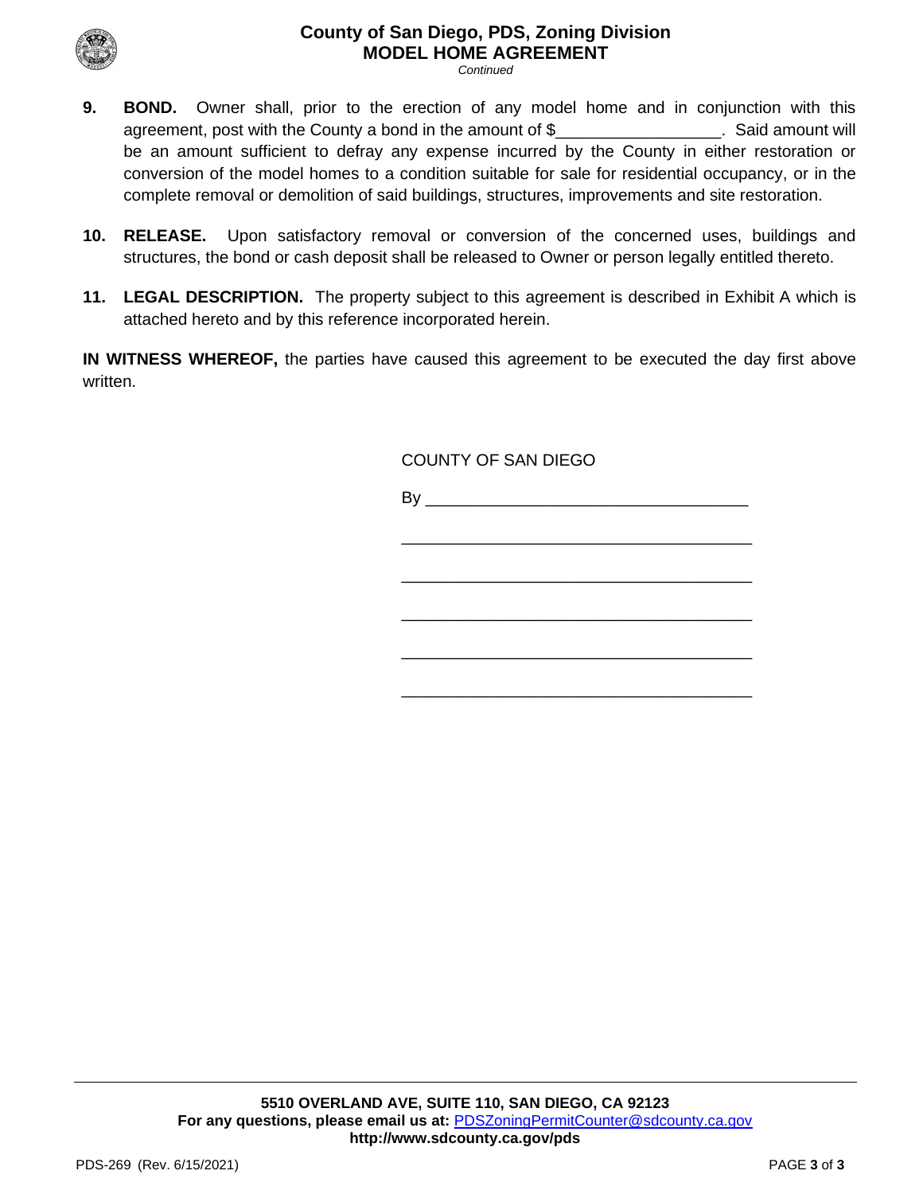9. **BOND.** Owner shall, prior to the erection of any model home and in conjunction with this agreement, post with the County a bond in the amount of $__________________. Said amount will be an amount sufficient to defray any expense incurred by the County in either restoration or conversion of the model homes to a condition suitable for sale for residential occupancy, or in the complete removal or demolition of said buildings, structures, improvements and site restoration.

10. **RELEASE.** Upon satisfactory removal or conversion of the concerned uses, buildings and structures, the bond or cash deposit shall be released to Owner or person legally entitled thereto.

11. **LEGAL DESCRIPTION.** The property subject to this agreement is described in Exhibit A which is attached hereto and by this reference incorporated herein.

**IN WITNESS WHEREOF,** the parties have caused this agreement to be executed the day first above written.

COUNTY OF SAN DIEGO

By ___________________________________

______________________________________

______________________________________

______________________________________

______________________________________

______________________________________

**5510 OVERLAND AVE, SUITE 110, SAN DIEGO, CA 92123**
**For any questions, please email us at:** PDSZoningPermitCounter@sdcounty.ca.gov
**http://www.sdcounty.ca.gov/pds**

PDS-269 (Rev. 6/15/2021)